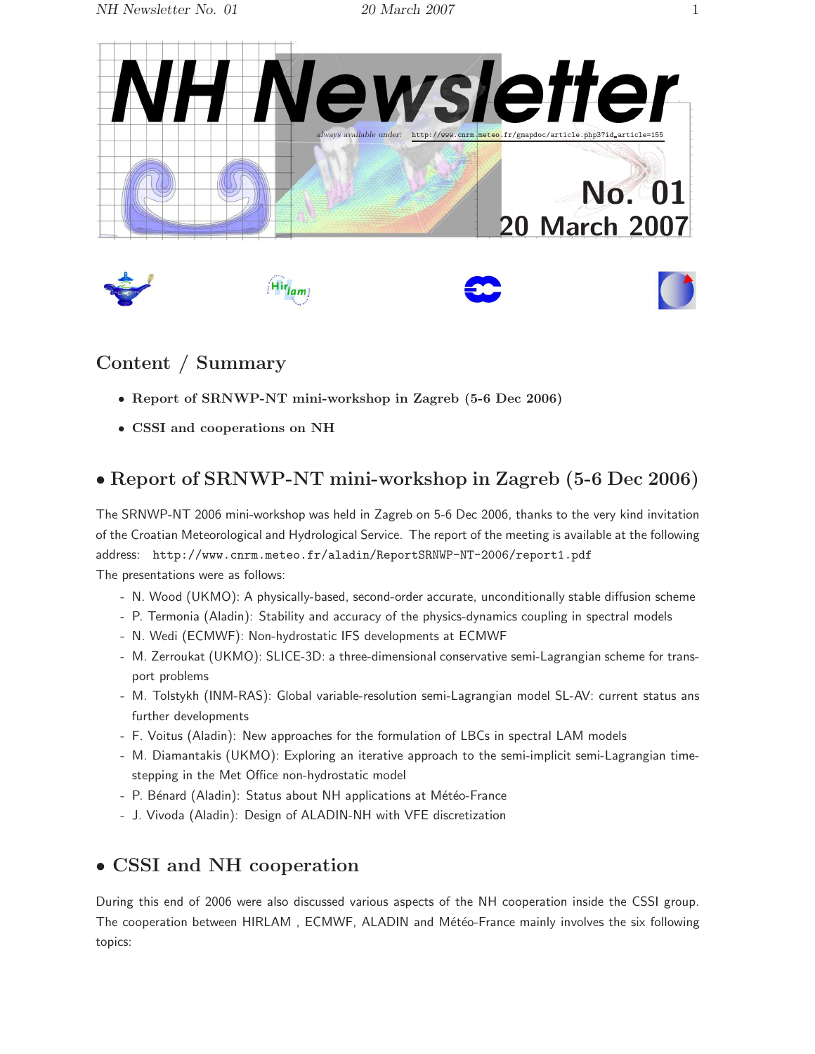# NH Newsletter

*always available under:* http://www.cnrm.meteo.fr/gmapdoc/article.php3?id_article=155

**No. 01**
**20 March 2007**

## Content / Summary

- **Report of SRNWP-NT mini-workshop in Zagreb (5-6 Dec 2006)**
- **CSSI and cooperations on NH**

## • Report of SRNWP-NT mini-workshop in Zagreb (5-6 Dec 2006)

The SRNWP-NT 2006 mini-workshop was held in Zagreb on 5-6 Dec 2006, thanks to the very kind invitation of the Croatian Meteorological and Hydrological Service. The report of the meeting is available at the following address: `http://www.cnrm.meteo.fr/aladin/ReportSRNWP-NT-2006/report1.pdf`

The presentations were as follows:

- N. Wood (UKMO): A physically-based, second-order accurate, unconditionally stable diffusion scheme
- P. Termonia (Aladin): Stability and accuracy of the physics-dynamics coupling in spectral models
- N. Wedi (ECMWF): Non-hydrostatic IFS developments at ECMWF
- M. Zerroukat (UKMO): SLICE-3D: a three-dimensional conservative semi-Lagrangian scheme for transport problems
- M. Tolstykh (INM-RAS): Global variable-resolution semi-Lagrangian model SL-AV: current status ans further developments
- F. Voitus (Aladin): New approaches for the formulation of LBCs in spectral LAM models
- M. Diamantakis (UKMO): Exploring an iterative approach to the semi-implicit semi-Lagrangian time-stepping in the Met Office non-hydrostatic model
- P. Bénard (Aladin): Status about NH applications at Météo-France
- J. Vivoda (Aladin): Design of ALADIN-NH with VFE discretization

## • CSSI and NH cooperation

During this end of 2006 were also discussed various aspects of the NH cooperation inside the CSSI group. The cooperation between HIRLAM , ECMWF, ALADIN and Météo-France mainly involves the six following topics: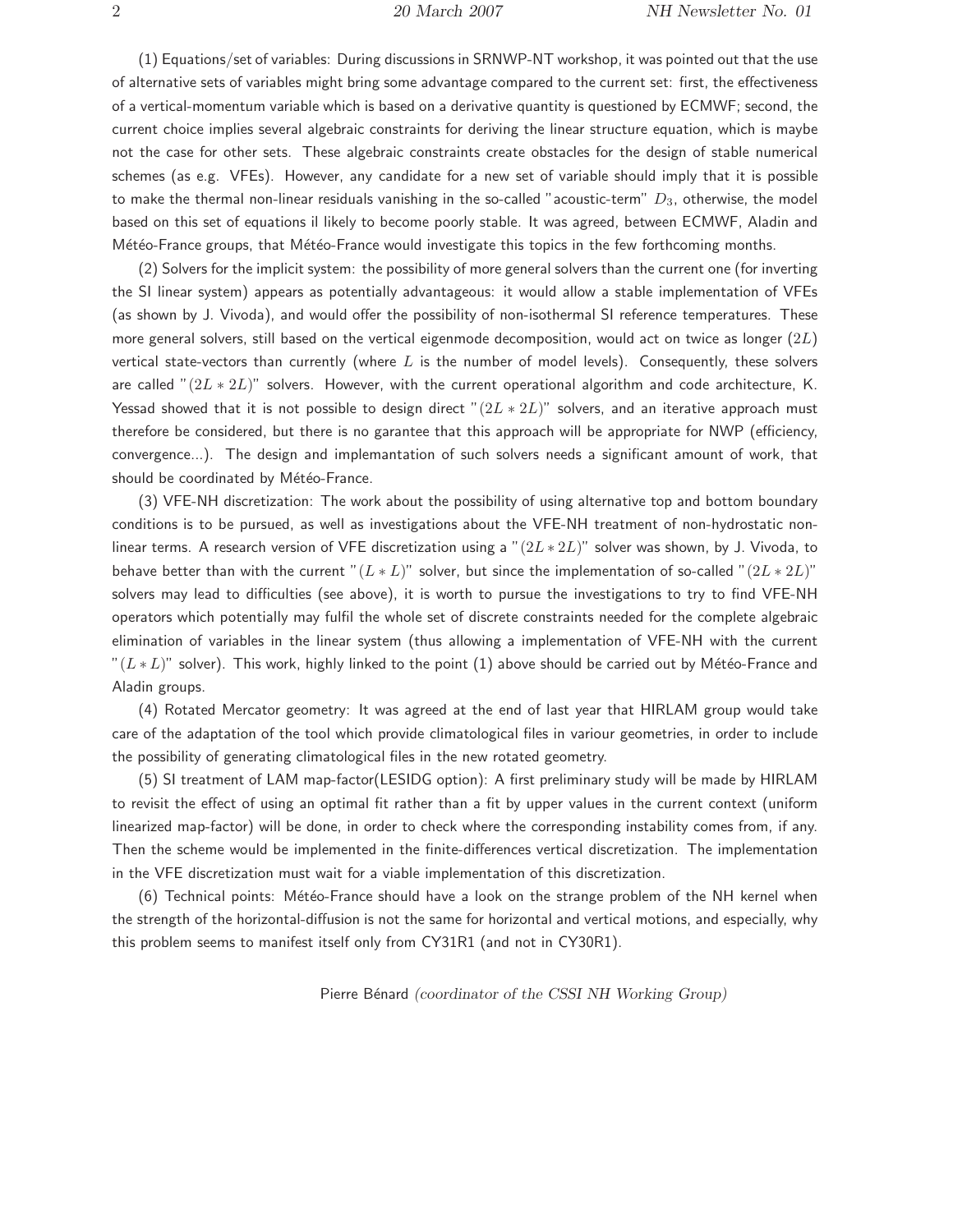(1) Equations/set of variables: During discussions in SRNWP-NT workshop, it was pointed out that the use of alternative sets of variables might bring some advantage compared to the current set: first, the effectiveness of a vertical-momentum variable which is based on a derivative quantity is questioned by ECMWF; second, the current choice implies several algebraic constraints for deriving the linear structure equation, which is maybe not the case for other sets. These algebraic constraints create obstacles for the design of stable numerical schemes (as e.g. VFEs). However, any candidate for a new set of variable should imply that it is possible to make the thermal non-linear residuals vanishing in the so-called "acoustic-term" $D_3$, otherwise, the model based on this set of equations il likely to become poorly stable. It was agreed, between ECMWF, Aladin and Météo-France groups, that Météo-France would investigate this topics in the few forthcoming months.

(2) Solvers for the implicit system: the possibility of more general solvers than the current one (for inverting the SI linear system) appears as potentially advantageous: it would allow a stable implementation of VFEs (as shown by J. Vivoda), and would offer the possibility of non-isothermal SI reference temperatures. These more general solvers, still based on the vertical eigenmode decomposition, would act on twice as longer ($2L$) vertical state-vectors than currently (where $L$ is the number of model levels). Consequently, these solvers are called "$(2L * 2L)$" solvers. However, with the current operational algorithm and code architecture, K. Yessad showed that it is not possible to design direct "$(2L * 2L)$" solvers, and an iterative approach must therefore be considered, but there is no garantee that this approach will be appropriate for NWP (efficiency, convergence...). The design and implemantation of such solvers needs a significant amount of work, that should be coordinated by Météo-France.

(3) VFE-NH discretization: The work about the possibility of using alternative top and bottom boundary conditions is to be pursued, as well as investigations about the VFE-NH treatment of non-hydrostatic non-linear terms. A research version of VFE discretization using a "$(2L * 2L)$" solver was shown, by J. Vivoda, to behave better than with the current "$(L * L)$" solver, but since the implementation of so-called "$(2L * 2L)$" solvers may lead to difficulties (see above), it is worth to pursue the investigations to try to find VFE-NH operators which potentially may fulfil the whole set of discrete constraints needed for the complete algebraic elimination of variables in the linear system (thus allowing a implementation of VFE-NH with the current "$(L * L)$" solver). This work, highly linked to the point (1) above should be carried out by Météo-France and Aladin groups.

(4) Rotated Mercator geometry: It was agreed at the end of last year that HIRLAM group would take care of the adaptation of the tool which provide climatological files in variour geometries, in order to include the possibility of generating climatological files in the new rotated geometry.

(5) SI treatment of LAM map-factor(LESIDG option): A first preliminary study will be made by HIRLAM to revisit the effect of using an optimal fit rather than a fit by upper values in the current context (uniform linearized map-factor) will be done, in order to check where the corresponding instability comes from, if any. Then the scheme would be implemented in the finite-differences vertical discretization. The implementation in the VFE discretization must wait for a viable implementation of this discretization.

(6) Technical points: Météo-France should have a look on the strange problem of the NH kernel when the strength of the horizontal-diffusion is not the same for horizontal and vertical motions, and especially, why this problem seems to manifest itself only from CY31R1 (and not in CY30R1).

Pierre Bénard *(coordinator of the CSSI NH Working Group)*